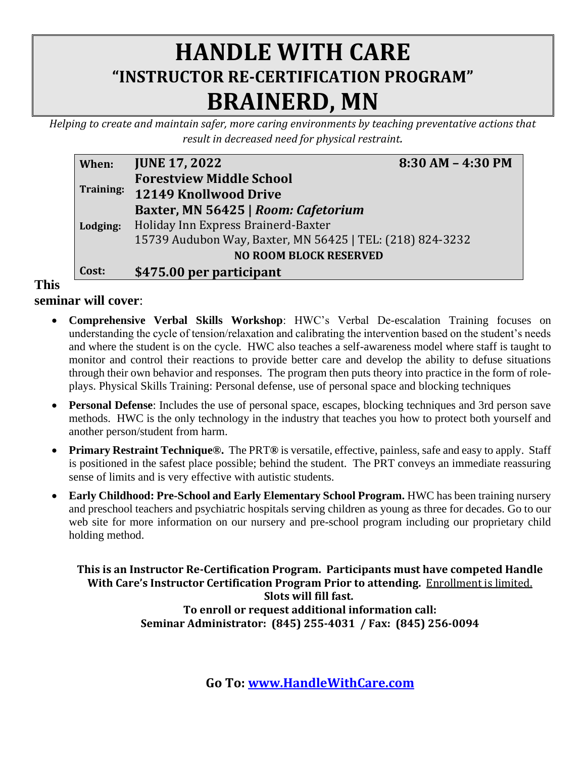# HANDLE WITH CARE

## "INSTRUCTOR RE-CERTIFICATION PROGRAM"

# BRAINERD, MN

*Helping to create and maintain safer, more caring environments by teaching preventative actions that result in decreased need for physical restraint.*

| | | |
|---|---|---|
| **When:** | **JUNE 17, 2022** | **8:30 AM – 4:30 PM** |
| **Training:** | **Forestview Middle School**<br>**12149 Knollwood Drive**<br>**Baxter, MN 56425 \| *Room: Cafetorium*** | |
| **Lodging:** | Holiday Inn Express Brainerd-Baxter<br>15739 Audubon Way, Baxter, MN 56425 \| TEL: (218) 824-3232<br>**NO ROOM BLOCK RESERVED** | |
| **Cost:** | **$475.00 per participant** | |

**This seminar will cover**:

- **Comprehensive Verbal Skills Workshop**: HWC's Verbal De-escalation Training focuses on understanding the cycle of tension/relaxation and calibrating the intervention based on the student's needs and where the student is on the cycle. HWC also teaches a self-awareness model where staff is taught to monitor and control their reactions to provide better care and develop the ability to defuse situations through their own behavior and responses. The program then puts theory into practice in the form of role-plays. Physical Skills Training: Personal defense, use of personal space and blocking techniques
- **Personal Defense**: Includes the use of personal space, escapes, blocking techniques and 3rd person save methods. HWC is the only technology in the industry that teaches you how to protect both yourself and another person/student from harm.
- **Primary Restraint Technique®.** The PRT**®** is versatile, effective, painless, safe and easy to apply. Staff is positioned in the safest place possible; behind the student. The PRT conveys an immediate reassuring sense of limits and is very effective with autistic students.
- **Early Childhood: Pre-School and Early Elementary School Program.** HWC has been training nursery and preschool teachers and psychiatric hospitals serving children as young as three for decades. Go to our web site for more information on our nursery and pre-school program including our proprietary child holding method.

**This is an Instructor Re-Certification Program. Participants must have competed Handle With Care's Instructor Certification Program Prior to attending.** Enrollment is limited. **Slots will fill fast.**
**To enroll or request additional information call:**
**Seminar Administrator: (845) 255-4031 / Fax: (845) 256-0094**

**Go To: [www.HandleWithCare.com](http://www.HandleWithCare.com)**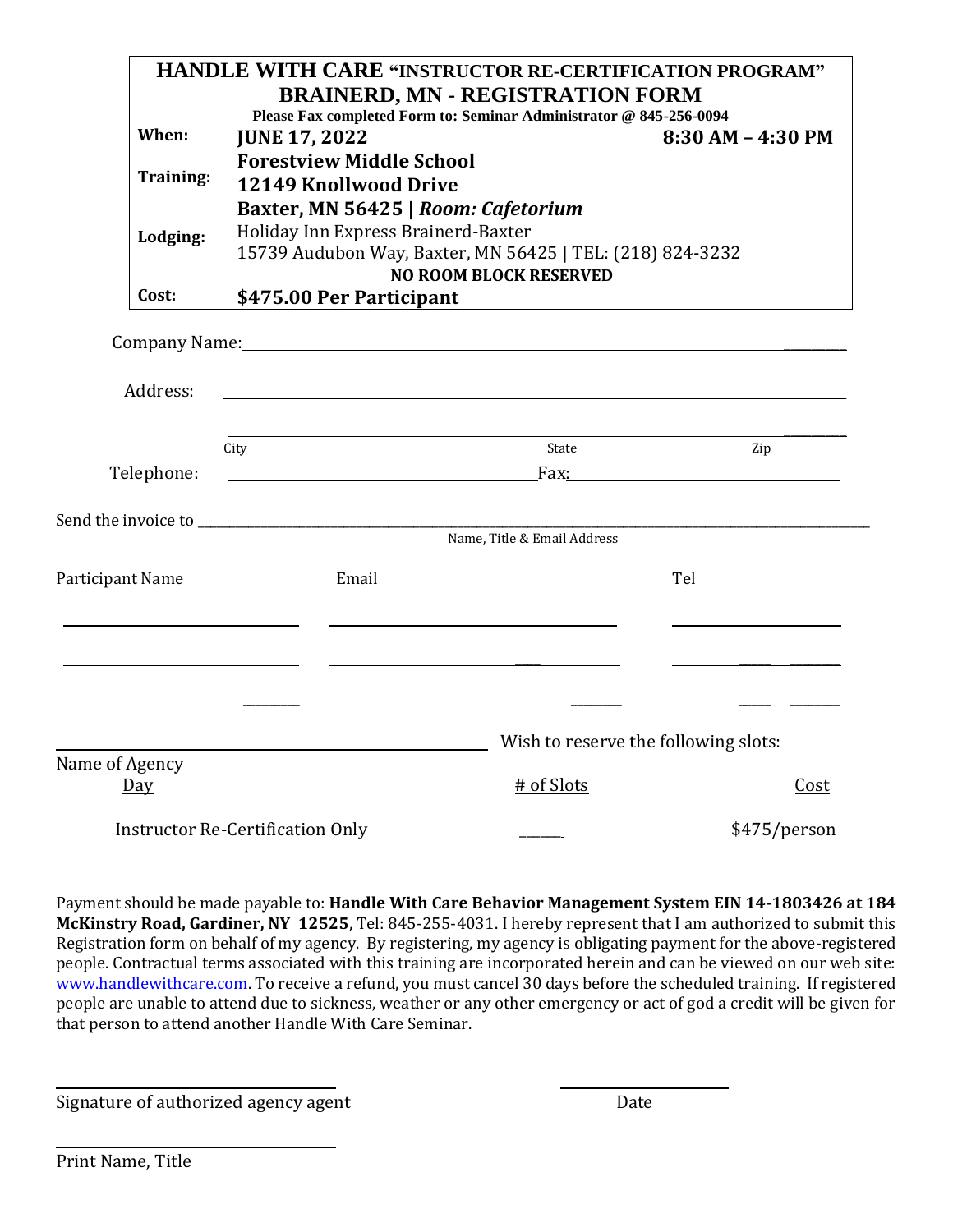# HANDLE WITH CARE "INSTRUCTOR RE-CERTIFICATION PROGRAM"

## BRAINERD, MN - REGISTRATION FORM

**Please Fax completed Form to: Seminar Administrator @ 845-256-0094**

| | | |
|---|---|---|
| **When:** | **JUNE 17, 2022** | **8:30 AM – 4:30 PM** |
| **Training:** | **Forestview Middle School**<br>**12149 Knollwood Drive**<br>**Baxter, MN 56425 \| *Room: Cafetorium*** | |
| **Lodging:** | Holiday Inn Express Brainerd-Baxter<br>15739 Audubon Way, Baxter, MN 56425 \| TEL: (218) 824-3232<br>**NO ROOM BLOCK RESERVED** | |
| **Cost:** | **$475.00 Per Participant** | |

Company Name: ______________________________

Address: ______________________________

______________________________
City State Zip

Telephone: ______________________________ Fax: ______________________________

Send the invoice to ______________________________
Name, Title & Email Address

| Participant Name | Email | Tel |
|---|---|---|
| | | |
| | | |
| | | |

______________________________
Name of Agency

Wish to reserve the following slots:

| Day | # of Slots | Cost |
|---|---|---|
| Instructor Re-Certification Only | ______ | $475/person |

Payment should be made payable to: **Handle With Care Behavior Management System EIN 14-1803426 at 184 McKinstry Road, Gardiner, NY 12525**, Tel: 845-255-4031. I hereby represent that I am authorized to submit this Registration form on behalf of my agency. By registering, my agency is obligating payment for the above-registered people. Contractual terms associated with this training are incorporated herein and can be viewed on our web site: www.handlewithcare.com. To receive a refund, you must cancel 30 days before the scheduled training. If registered people are unable to attend due to sickness, weather or any other emergency or act of god a credit will be given for that person to attend another Handle With Care Seminar.

______________________________ ______________________________
Signature of authorized agency agent Date

______________________________
Print Name, Title